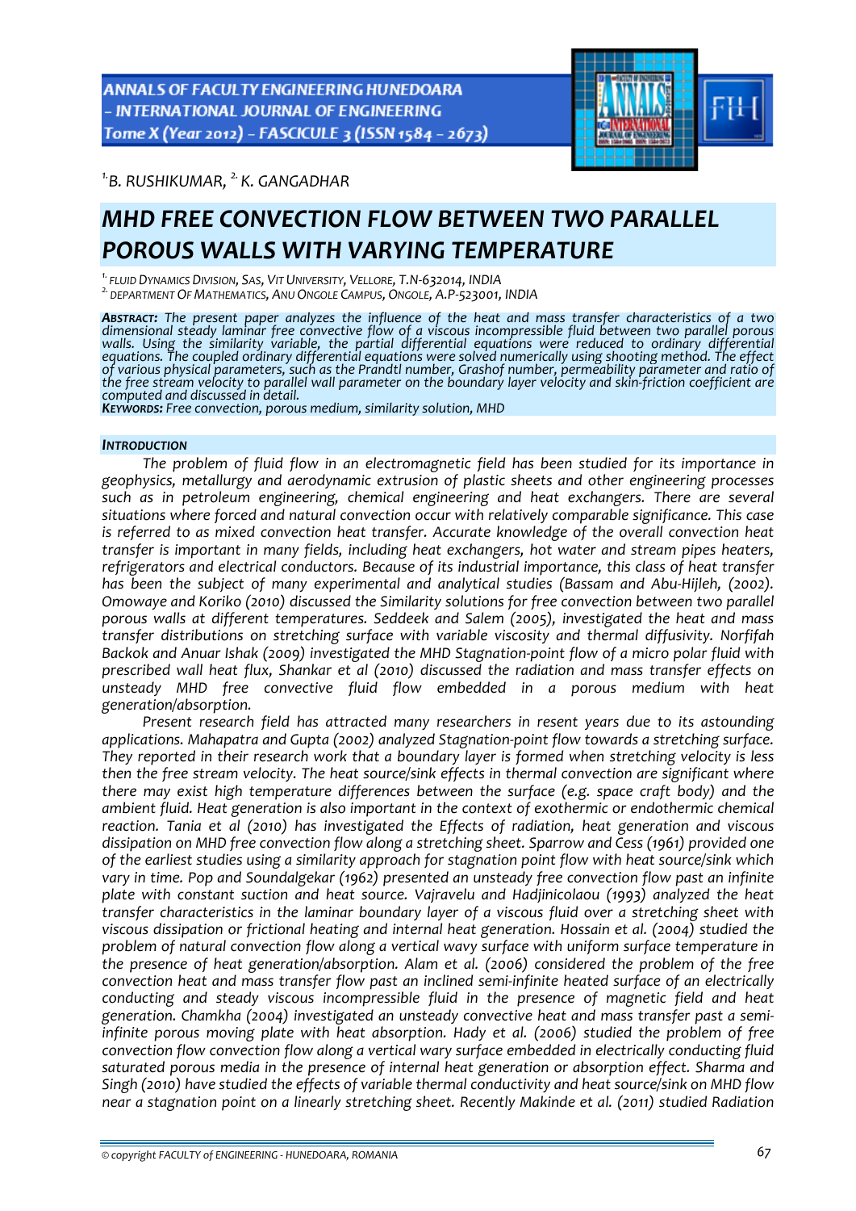[1.] B. RUSHIKUMAR, [2.] K. GANGADHAR

# MHD FREE CONVECTION FLOW BETWEEN TWO PARALLEL POROUS WALLS WITH VARYING TEMPERATURE

[1.] FLUID DYNAMICS DIVISION, SAS, VIT UNIVERSITY, VELLORE, T.N-632014, INDIA
[2.] DEPARTMENT OF MATHEMATICS, ANU ONGOLE CAMPUS, ONGOLE, A.P-523001, INDIA

***ABSTRACT:*** *The present paper analyzes the influence of the heat and mass transfer characteristics of a two dimensional steady laminar free convective flow of a viscous incompressible fluid between two parallel porous walls. Using the similarity variable, the partial differential equations were reduced to ordinary differential equations. The coupled ordinary differential equations were solved numerically using shooting method. The effect of various physical parameters, such as the Prandtl number, Grashof number, permeability parameter and ratio of the free stream velocity to parallel wall parameter on the boundary layer velocity and skin-friction coefficient are computed and discussed in detail.*

***KEYWORDS:*** *Free convection, porous medium, similarity solution, MHD*

## INTRODUCTION

*The problem of fluid flow in an electromagnetic field has been studied for its importance in geophysics, metallurgy and aerodynamic extrusion of plastic sheets and other engineering processes such as in petroleum engineering, chemical engineering and heat exchangers. There are several situations where forced and natural convection occur with relatively comparable significance. This case is referred to as mixed convection heat transfer. Accurate knowledge of the overall convection heat transfer is important in many fields, including heat exchangers, hot water and stream pipes heaters, refrigerators and electrical conductors. Because of its industrial importance, this class of heat transfer has been the subject of many experimental and analytical studies (Bassam and Abu-Hijleh, (2002). Omowaye and Koriko (2010) discussed the Similarity solutions for free convection between two parallel porous walls at different temperatures. Seddeek and Salem (2005), investigated the heat and mass transfer distributions on stretching surface with variable viscosity and thermal diffusivity. Norfifah Backok and Anuar Ishak (2009) investigated the MHD Stagnation-point flow of a micro polar fluid with prescribed wall heat flux, Shankar et al (2010) discussed the radiation and mass transfer effects on unsteady MHD free convective fluid flow embedded in a porous medium with heat generation/absorption.*

*Present research field has attracted many researchers in resent years due to its astounding applications. Mahapatra and Gupta (2002) analyzed Stagnation-point flow towards a stretching surface. They reported in their research work that a boundary layer is formed when stretching velocity is less then the free stream velocity. The heat source/sink effects in thermal convection are significant where there may exist high temperature differences between the surface (e.g. space craft body) and the ambient fluid. Heat generation is also important in the context of exothermic or endothermic chemical reaction. Tania et al (2010) has investigated the Effects of radiation, heat generation and viscous dissipation on MHD free convection flow along a stretching sheet. Sparrow and Cess (1961) provided one of the earliest studies using a similarity approach for stagnation point flow with heat source/sink which vary in time. Pop and Soundalgekar (1962) presented an unsteady free convection flow past an infinite plate with constant suction and heat source. Vajravelu and Hadjinicolaou (1993) analyzed the heat transfer characteristics in the laminar boundary layer of a viscous fluid over a stretching sheet with viscous dissipation or frictional heating and internal heat generation. Hossain et al. (2004) studied the problem of natural convection flow along a vertical wavy surface with uniform surface temperature in the presence of heat generation/absorption. Alam et al. (2006) considered the problem of the free convection heat and mass transfer flow past an inclined semi-infinite heated surface of an electrically conducting and steady viscous incompressible fluid in the presence of magnetic field and heat generation. Chamkha (2004) investigated an unsteady convective heat and mass transfer past a semi-infinite porous moving plate with heat absorption. Hady et al. (2006) studied the problem of free convection flow convection flow along a vertical wary surface embedded in electrically conducting fluid saturated porous media in the presence of internal heat generation or absorption effect. Sharma and Singh (2010) have studied the effects of variable thermal conductivity and heat source/sink on MHD flow near a stagnation point on a linearly stretching sheet. Recently Makinde et al. (2011) studied Radiation*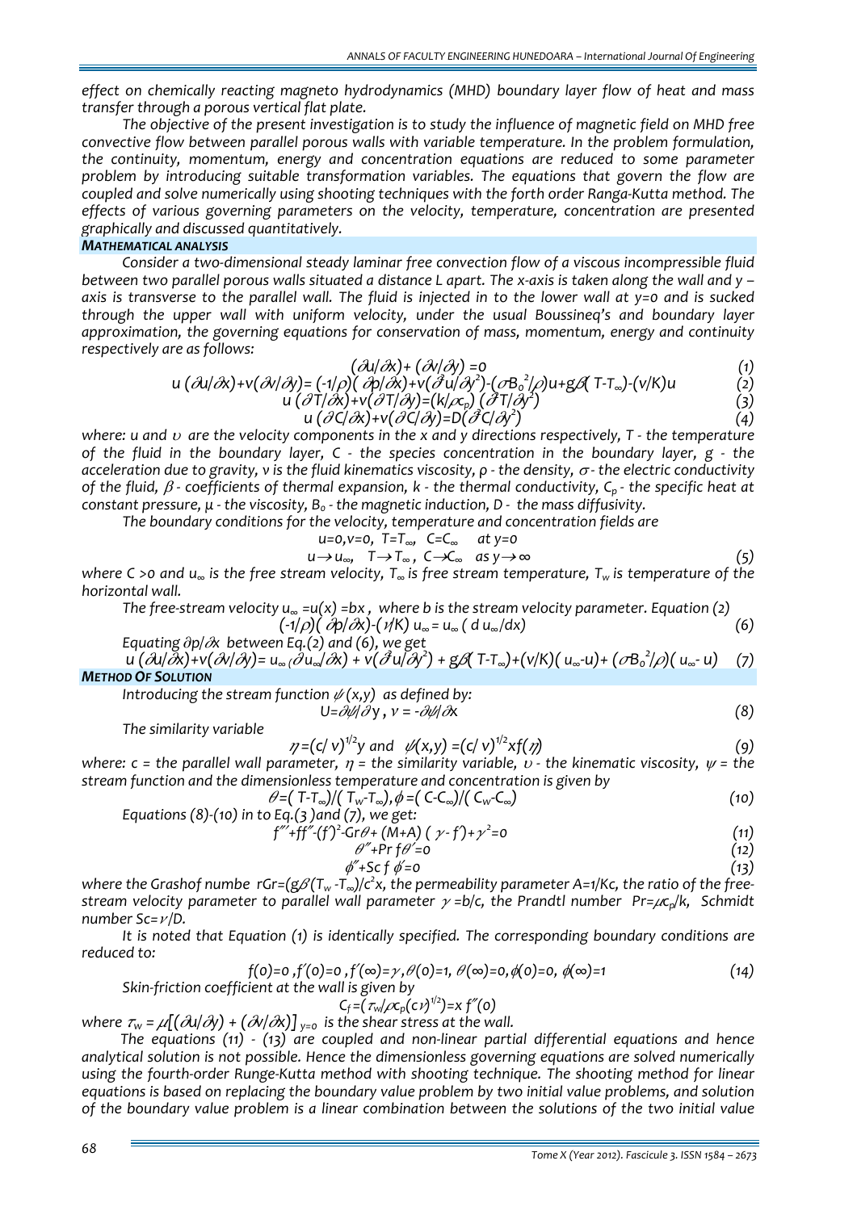effect on chemically reacting magneto hydrodynamics (MHD) boundary layer flow of heat and mass transfer through a porous vertical flat plate.

The objective of the present investigation is to study the influence of magnetic field on MHD free convective flow between parallel porous walls with variable temperature. In the problem formulation, the continuity, momentum, energy and concentration equations are reduced to some parameter problem by introducing suitable transformation variables. The equations that govern the flow are coupled and solve numerically using shooting techniques with the forth order Ranga-Kutta method. The effects of various governing parameters on the velocity, temperature, concentration are presented graphically and discussed quantitatively.

## MATHEMATICAL ANALYSIS

Consider a two-dimensional steady laminar free convection flow of a viscous incompressible fluid between two parallel porous walls situated a distance L apart. The x-axis is taken along the wall and y – axis is transverse to the parallel wall. The fluid is injected in to the lower wall at y=0 and is sucked through the upper wall with uniform velocity, under the usual Boussineq's and boundary layer approximation, the governing equations for conservation of mass, momentum, energy and continuity respectively are as follows:

$$(\partial u/\partial x)+(\partial v/\partial y)=0 \tag{1}$$

$$u(\partial u/\partial x)+v(\partial v/\partial y)=(-1/\rho)(\partial p/\partial x)+v(\partial^2 u/\partial y^2)-(\sigma B_0^2/\rho)u+g\beta(T-T_\infty)-(v/K)u \tag{2}$$

$$u(\partial T/\partial x)+v(\partial T/\partial y)=(k/\rho c_p)(\partial^2 T/\partial y^2) \tag{3}$$

$$u(\partial C/\partial x)+v(\partial C/\partial y)=D(\partial^2 C/\partial y^2) \tag{4}$$

where: $u$ and $\upsilon$ are the velocity components in the x and y directions respectively, T - the temperature of the fluid in the boundary layer, C - the species concentration in the boundary layer, g - the acceleration due to gravity, ν is the fluid kinematics viscosity, ρ - the density, $\sigma$ - the electric conductivity of the fluid, $\beta$ - coefficients of thermal expansion, k - the thermal conductivity, $C_p$ - the specific heat at constant pressure, μ - the viscosity, $B_0$ - the magnetic induction, D - the mass diffusivity.

The boundary conditions for the velocity, temperature and concentration fields are

$$u=0, v=0, \ T=T_\infty, \ C=C_\infty \quad at \ y=0$$

$$u\rightarrow u_\infty, \quad T\rightarrow T_\infty, \ C\rightarrow C_\infty \quad as \ y\rightarrow\infty \tag{5}$$

where C >0 and $u_\infty$ is the free stream velocity, $T_\infty$ is free stream temperature, $T_w$ is temperature of the horizontal wall.

The free-stream velocity $u_\infty = u(x) = bx$, where b is the stream velocity parameter. Equation (2)

$$(-1/\rho)(\partial p/\partial x)-(\nu/K)\,u_\infty = u_\infty\,(d\,u_\infty/dx) \tag{6}$$

Equating $\partial p/\partial x$ between Eq.(2) and (6), we get

$$u(\partial u/\partial x)+v(\partial v/\partial y)=u_\infty(\partial u_\infty/\partial x)+v(\partial^2 u/\partial y^2)+g\beta(T-T_\infty)+(v/K)(u_\infty-u)+(\sigma B_0^2/\rho)(u_\infty-u) \tag{7}$$

## METHOD OF SOLUTION

Introducing the stream function $\psi(x,y)$ as defined by:

$$U=\partial\psi/\partial y, \ v=-\partial\psi/\partial x \tag{8}$$

The similarity variable

$$\eta=(c/v)^{1/2}y \ \text{and} \ \psi(x,y)=(c/v)^{1/2}xf(\eta) \tag{9}$$

where: c = the parallel wall parameter, $\eta$ = the similarity variable, $\upsilon$ - the kinematic viscosity, $\psi$ = the stream function and the dimensionless temperature and concentration is given by

$$\theta=(T-T_\infty)/(T_w-T_\infty), \phi=(C-C_\infty)/(C_w-C_\infty) \tag{10}$$

Equations (8)-(10) in to Eq.(3) and (7), we get:

$$f'''+ff''-(f')^2-Gr\theta+(M+A)(\gamma-f')+\gamma^2=0 \tag{11}$$

$$\theta''+\Pr f\theta'=0 \tag{12}$$

$$\phi''+Sc\,f\,\phi'=0 \tag{13}$$

where the Grashof numbe r$Gr=(g\beta(T_w-T_\infty)/c^2x$, the permeability parameter $A=1/Kc$, the ratio of the free-stream velocity parameter to parallel wall parameter $\gamma=b/c$, the Prandtl number $Pr=\mu c_p/k$, Schmidt number $Sc=\nu/D$.

It is noted that Equation (1) is identically specified. The corresponding boundary conditions are reduced to:

$$f(0)=0, f'(0)=0, f'(\infty)=\gamma, \theta(0)=1, \theta(\infty)=0, \phi(0)=0, \phi(\infty)=1 \tag{14}$$

Skin-friction coefficient at the wall is given by

$$C_f=(\tau_w/\rho c_p(c\nu)^{1/2})=x\,f''(0)$$

where $\tau_w=\mu[(\partial u/\partial y)+(\partial v/\partial x)]_{y=0}$ is the shear stress at the wall.

The equations (11) - (13) are coupled and non-linear partial differential equations and hence analytical solution is not possible. Hence the dimensionless governing equations are solved numerically using the fourth-order Runge-Kutta method with shooting technique. The shooting method for linear equations is based on replacing the boundary value problem by two initial value problems, and solution of the boundary value problem is a linear combination between the solutions of the two initial value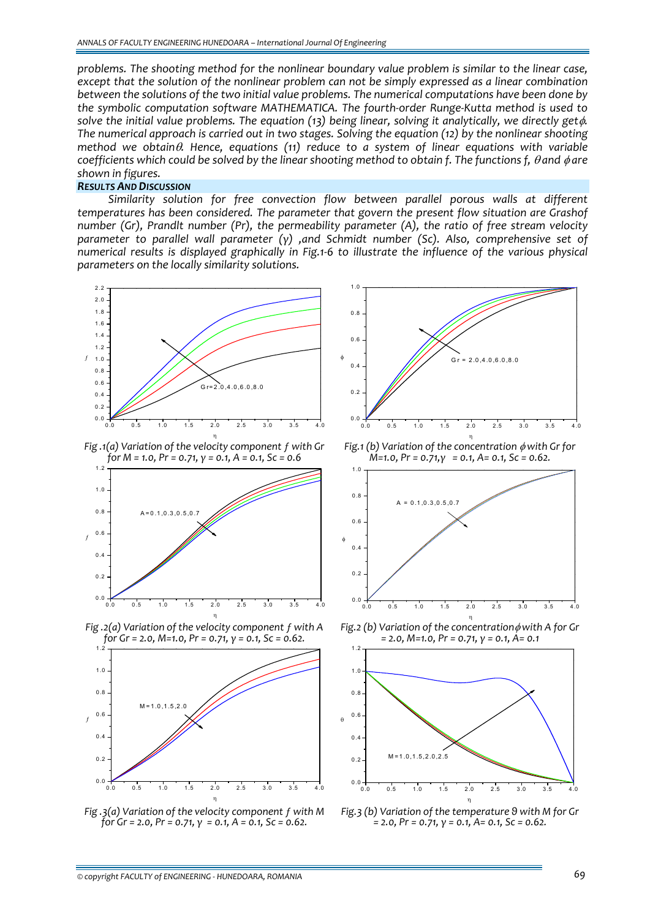*problems. The shooting method for the nonlinear boundary value problem is similar to the linear case, except that the solution of the nonlinear problem can not be simply expressed as a linear combination between the solutions of the two initial value problems. The numerical computations have been done by the symbolic computation software MATHEMATICA. The fourth-order Runge-Kutta method is used to solve the initial value problems. The equation (13) being linear, solving it analytically, we directly get* $\phi$. *The numerical approach is carried out in two stages. Solving the equation (12) by the nonlinear shooting method we obtain* $\theta$. *Hence, equations (11) reduce to a system of linear equations with variable coefficients which could be solved by the linear shooting method to obtain f. The functions f,* $\theta$ *and* $\phi$ *are shown in figures.*

### RESULTS AND DISCUSSION

*Similarity solution for free convection flow between parallel porous walls at different temperatures has been considered. The parameter that govern the present flow situation are Grashof number (Gr), Prandlt number (Pr), the permeability parameter (A), the ratio of free stream velocity parameter to parallel wall parameter (γ) ,and Schmidt number (Sc). Also, comprehensive set of numerical results is displayed graphically in Fig.1-6 to illustrate the influence of the various physical parameters on the locally similarity solutions.*

*Fig .1(a) Variation of the velocity component f with Gr for M = 1.0, Pr = 0.71, γ = 0.1, A = 0.1, Sc = 0.6*

*Fig.1 (b) Variation of the concentration* $\phi$ *with Gr for M=1.0, Pr = 0.71,γ = 0.1, A= 0.1, Sc = 0.62.*

*Fig .2(a) Variation of the velocity component f with A for Gr = 2.0, M=1.0, Pr = 0.71, γ = 0.1, Sc = 0.62.*

*Fig.2 (b) Variation of the concentration* $\phi$ *with A for Gr = 2.0, M=1.0, Pr = 0.71, γ = 0.1, A= 0.1*

*Fig .3(a) Variation of the velocity component f with M for Gr = 2.0, Pr = 0.71, γ = 0.1, A = 0.1, Sc = 0.62.*

*Fig.3 (b) Variation of the temperature* $\vartheta$ *with M for Gr = 2.0, Pr = 0.71, γ = 0.1, A= 0.1, Sc = 0.62.*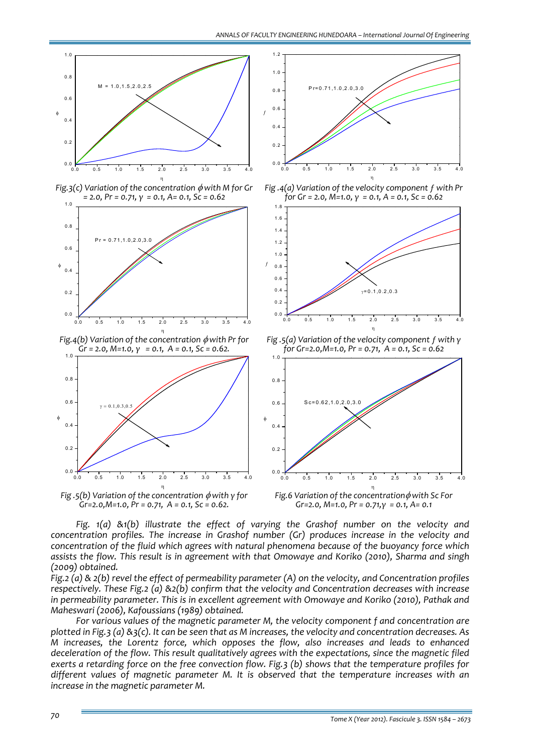*Fig.3(c) Variation of the concentration $\phi$ with M for Gr = 2.0, Pr = 0.71, $\gamma$ = 0.1, A= 0.1, Sc = 0.62*

*Fig .4(a) Variation of the velocity component $f$ with Pr for Gr = 2.0, M=1.0, $\gamma$ = 0.1, A = 0.1, Sc = 0.62*

*Fig.4(b) Variation of the concentration $\phi$ with Pr for Gr = 2.0, M=1.0, $\gamma$ = 0.1, A = 0.1, Sc = 0.62.*

*Fig .5(a) Variation of the velocity component $f$ with $\gamma$ for Gr=2.0,M=1.0, Pr = 0.71, A = 0.1, Sc = 0.62*

*Fig .5(b) Variation of the concentration $\phi$ with $\gamma$ for Gr=2.0,M=1.0, Pr = 0.71, A = 0.1, Sc = 0.62.*

*Fig.6 Variation of the concentration $\phi$ with Sc For Gr=2.0, M=1.0, Pr = 0.71, $\gamma$ = 0.1, A= 0.1*

*Fig. 1(a) &1(b) illustrate the effect of varying the Grashof number on the velocity and concentration profiles. The increase in Grashof number (Gr) produces increase in the velocity and concentration of the fluid which agrees with natural phenomena because of the buoyancy force which assists the flow. This result is in agreement with that Omowaye and Koriko (2010), Sharma and singh (2009) obtained.*

*Fig.2 (a) & 2(b) revel the effect of permeability parameter (A) on the velocity, and Concentration profiles respectively. These Fig.2 (a) &2(b) confirm that the velocity and Concentration decreases with increase in permeability parameter. This is in excellent agreement with Omowaye and Koriko (2010), Pathak and Maheswari (2006), Kafoussians (1989) obtained.*

*For various values of the magnetic parameter M, the velocity component f and concentration are plotted in Fig.3 (a) &3(c). It can be seen that as M increases, the velocity and concentration decreases. As M increases, the Lorentz force, which opposes the flow, also increases and leads to enhanced deceleration of the flow. This result qualitatively agrees with the expectations, since the magnetic filed exerts a retarding force on the free convection flow. Fig.3 (b) shows that the temperature profiles for different values of magnetic parameter M. It is observed that the temperature increases with an increase in the magnetic parameter M.*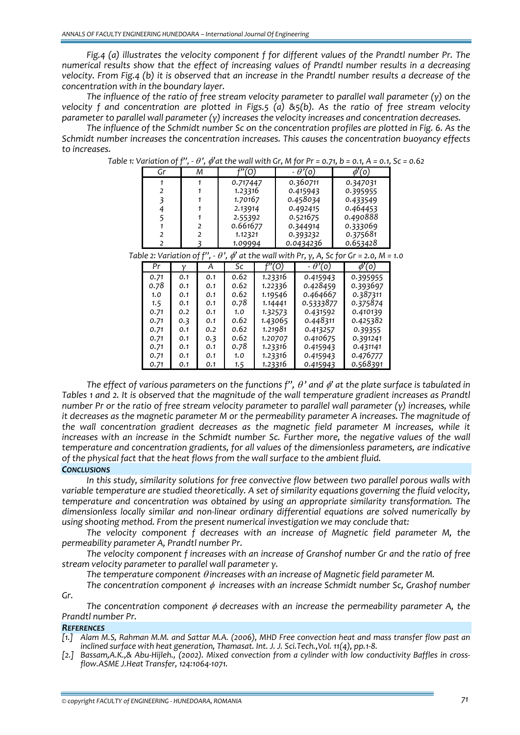Fig.4 (a) illustrates the velocity component f for different values of the Prandtl number Pr. The numerical results show that the effect of increasing values of Prandtl number results in a decreasing velocity. From Fig.4 (b) it is observed that an increase in the Prandtl number results a decrease of the concentration with in the boundary layer.

The influence of the ratio of free stream velocity parameter to parallel wall parameter ($\gamma$) on the velocity f and concentration are plotted in Figs.5 (a) &5(b). As the ratio of free stream velocity parameter to parallel wall parameter ($\gamma$) increases the velocity increases and concentration decreases.

The influence of the Schmidt number Sc on the concentration profiles are plotted in Fig. 6. As the Schmidt number increases the concentration increases. This causes the concentration buoyancy effects to increases.

Table 1: Variation of $f''$, $-\theta'$, $\phi'$ at the wall with Gr, M for Pr = 0.71, b = 0.1, A = 0.1, Sc = 0.62

| Gr | M | $f''(0)$ | $-\theta'(0)$ | $\phi'(0)$ |
|---|---|---|---|---|
| 1 | 1 | 0.717447 | 0.360711 | 0.347031 |
| 2 | 1 | 1.23316 | 0.415943 | 0.395955 |
| 3 | 1 | 1.70167 | 0.458034 | 0.433549 |
| 4 | 1 | 2.13914 | 0.492415 | 0.464453 |
| 5 | 1 | 2.55392 | 0.521675 | 0.490888 |
| 1 | 2 | 0.661677 | 0.344914 | 0.333069 |
| 2 | 2 | 1.12321 | 0.393232 | 0.375681 |
| 2 | 3 | 1.09994 | 0.0434236 | 0.653428 |

Table 2: Variation of $f''$, $-\theta'$, $\phi'$ at the wall with Pr, $\gamma$, A, Sc for Gr = 2.0, M = 1.0

| Pr | $\gamma$ | A | Sc | $f''(0)$ | $-\theta'(0)$ | $\phi'(0)$ |
|---|---|---|---|---|---|---|
| 0.71 | 0.1 | 0.1 | 0.62 | 1.23316 | 0.415943 | 0.395955 |
| 0.78 | 0.1 | 0.1 | 0.62 | 1.22336 | 0.428459 | 0.393697 |
| 1.0 | 0.1 | 0.1 | 0.62 | 1.19546 | 0.464667 | 0.387311 |
| 1.5 | 0.1 | 0.1 | 0.78 | 1.14441 | 0.5333877 | 0.375874 |
| 0.71 | 0.2 | 0.1 | 1.0 | 1.32573 | 0.431592 | 0.410139 |
| 0.71 | 0.3 | 0.1 | 0.62 | 1.43065 | 0.448311 | 0.425382 |
| 0.71 | 0.1 | 0.2 | 0.62 | 1.21981 | 0.413257 | 0.39355 |
| 0.71 | 0.1 | 0.3 | 0.62 | 1.20707 | 0.410675 | 0.391241 |
| 0.71 | 0.1 | 0.1 | 0.78 | 1.23316 | 0.415943 | 0.431141 |
| 0.71 | 0.1 | 0.1 | 1.0 | 1.23316 | 0.415943 | 0.476777 |
| 0.71 | 0.1 | 0.1 | 1.5 | 1.23316 | 0.415943 | 0.568391 |

The effect of various parameters on the functions $f''$, $\theta'$ and $\phi'$ at the plate surface is tabulated in Tables 1 and 2. It is observed that the magnitude of the wall temperature gradient increases as Prandtl number Pr or the ratio of free stream velocity parameter to parallel wall parameter ($\gamma$) increases, while it decreases as the magnetic parameter M or the permeability parameter A increases. The magnitude of the wall concentration gradient decreases as the magnetic field parameter M increases, while it increases with an increase in the Schmidt number Sc. Further more, the negative values of the wall temperature and concentration gradients, for all values of the dimensionless parameters, are indicative of the physical fact that the heat flows from the wall surface to the ambient fluid.

## CONCLUSIONS

In this study, similarity solutions for free convective flow between two parallel porous walls with variable temperature are studied theoretically. A set of similarity equations governing the fluid velocity, temperature and concentration was obtained by using an appropriate similarity transformation. The dimensionless locally similar and non-linear ordinary differential equations are solved numerically by using shooting method. From the present numerical investigation we may conclude that:

The velocity component f decreases with an increase of Magnetic field parameter M, the permeability parameter A, Prandtl number Pr.

The velocity component f increases with an increase of Granshof number Gr and the ratio of free stream velocity parameter to parallel wall parameter $\gamma$.

The temperature component $\theta$ increases with an increase of Magnetic field parameter M.

The concentration component $\phi$ increases with an increase Schmidt number Sc, Grashof number Gr.

The concentration component $\phi$ decreases with an increase the permeability parameter A, the Prandtl number Pr.

## REFERENCES

[1.] Alam M.S, Rahman M.M. and Sattar M.A. (2006), MHD Free convection heat and mass transfer flow past an inclined surface with heat generation, Thamasat. Int. J. J. Sci.Tech.,Vol. 11(4), pp.1-8.

[2.] Bassam,A.K.,& Abu-Hijleh., (2002). Mixed convection from a cylinder with low conductivity Baffles in cross-flow.ASME J.Heat Transfer, 124:1064-1071.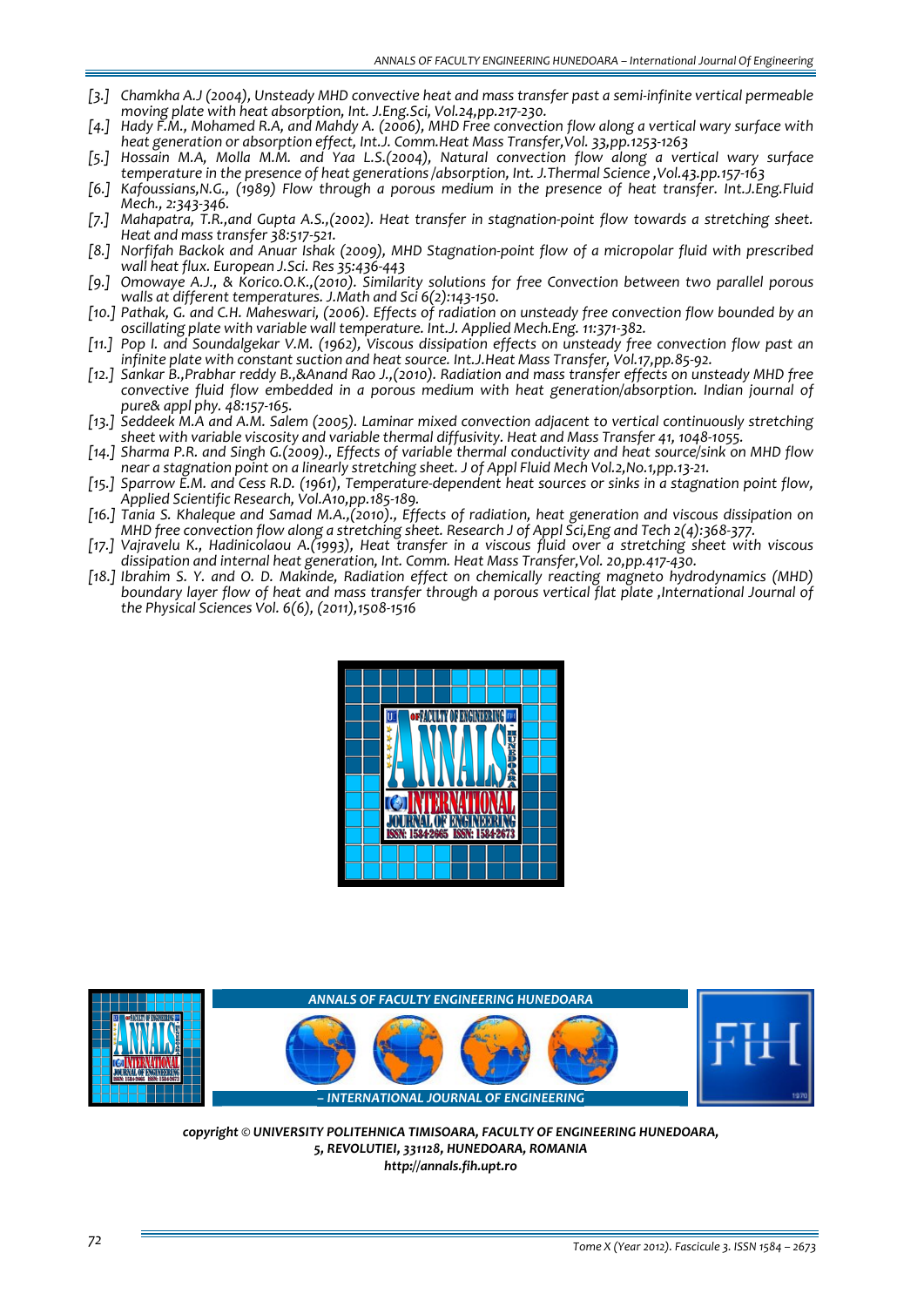- [3.] Chamkha A.J (2004), Unsteady MHD convective heat and mass transfer past a semi-infinite vertical permeable moving plate with heat absorption, Int. J.Eng.Sci, Vol.24,pp.217-230.
- [4.] Hady F.M., Mohamed R.A, and Mahdy A. (2006), MHD Free convection flow along a vertical wary surface with heat generation or absorption effect, Int.J. Comm.Heat Mass Transfer,Vol. 33,pp.1253-1263
- [5.] Hossain M.A, Molla M.M. and Yaa L.S.(2004), Natural convection flow along a vertical wary surface temperature in the presence of heat generations/absorption, Int. J.Thermal Science ,Vol.43.pp.157-163
- [6.] Kafoussians,N.G., (1989) Flow through a porous medium in the presence of heat transfer. Int.J.Eng.Fluid Mech., 2:343-346.
- [7.] Mahapatra, T.R.,and Gupta A.S.,(2002). Heat transfer in stagnation-point flow towards a stretching sheet. Heat and mass transfer 38:517-521.
- [8.] Norfifah Backok and Anuar Ishak (2009), MHD Stagnation-point flow of a micropolar fluid with prescribed wall heat flux. European J.Sci. Res 35:436-443
- [9.] Omowaye A.J., & Korico.O.K.,(2010). Similarity solutions for free Convection between two parallel porous walls at different temperatures. J.Math and Sci 6(2):143-150.
- [10.] Pathak, G. and C.H. Maheswari, (2006). Effects of radiation on unsteady free convection flow bounded by an oscillating plate with variable wall temperature. Int.J. Applied Mech.Eng. 11:371-382.
- [11.] Pop I. and Soundalgekar V.M. (1962), Viscous dissipation effects on unsteady free convection flow past an infinite plate with constant suction and heat source. Int.J.Heat Mass Transfer, Vol.17,pp.85-92.
- [12.] Sankar B.,Prabhar reddy B.,&Anand Rao J.,(2010). Radiation and mass transfer effects on unsteady MHD free convective fluid flow embedded in a porous medium with heat generation/absorption. Indian journal of pure& appl phy. 48:157-165.
- [13.] Seddeek M.A and A.M. Salem (2005). Laminar mixed convection adjacent to vertical continuously stretching sheet with variable viscosity and variable thermal diffusivity. Heat and Mass Transfer 41, 1048-1055.
- [14.] Sharma P.R. and Singh G.(2009)., Effects of variable thermal conductivity and heat source/sink on MHD flow near a stagnation point on a linearly stretching sheet. J of Appl Fluid Mech Vol.2,No.1,pp.13-21.
- [15.] Sparrow E.M. and Cess R.D. (1961), Temperature-dependent heat sources or sinks in a stagnation point flow, Applied Scientific Research, Vol.A10,pp.185-189.
- [16.] Tania S. Khaleque and Samad M.A.,(2010)., Effects of radiation, heat generation and viscous dissipation on MHD free convection flow along a stretching sheet. Research J of Appl Sci,Eng and Tech 2(4):368-377.
- [17.] Vajravelu K., Hadinicolaou A.(1993), Heat transfer in a viscous fluid over a stretching sheet with viscous dissipation and internal heat generation, Int. Comm. Heat Mass Transfer,Vol. 20,pp.417-430.
- [18.] Ibrahim S. Y. and O. D. Makinde, Radiation effect on chemically reacting magneto hydrodynamics (MHD) boundary layer flow of heat and mass transfer through a porous vertical flat plate ,International Journal of the Physical Sciences Vol. 6(6), (2011),1508-1516

ANNALS OF FACULTY ENGINEERING HUNEDOARA

– INTERNATIONAL JOURNAL OF ENGINEERING

*copyright © **UNIVERSITY POLITEHNICA TIMISOARA, FACULTY OF ENGINEERING HUNEDOARA, 5, REVOLUTIEI, 331128, HUNEDOARA, ROMANIA***

***http://annals.fih.upt.ro***